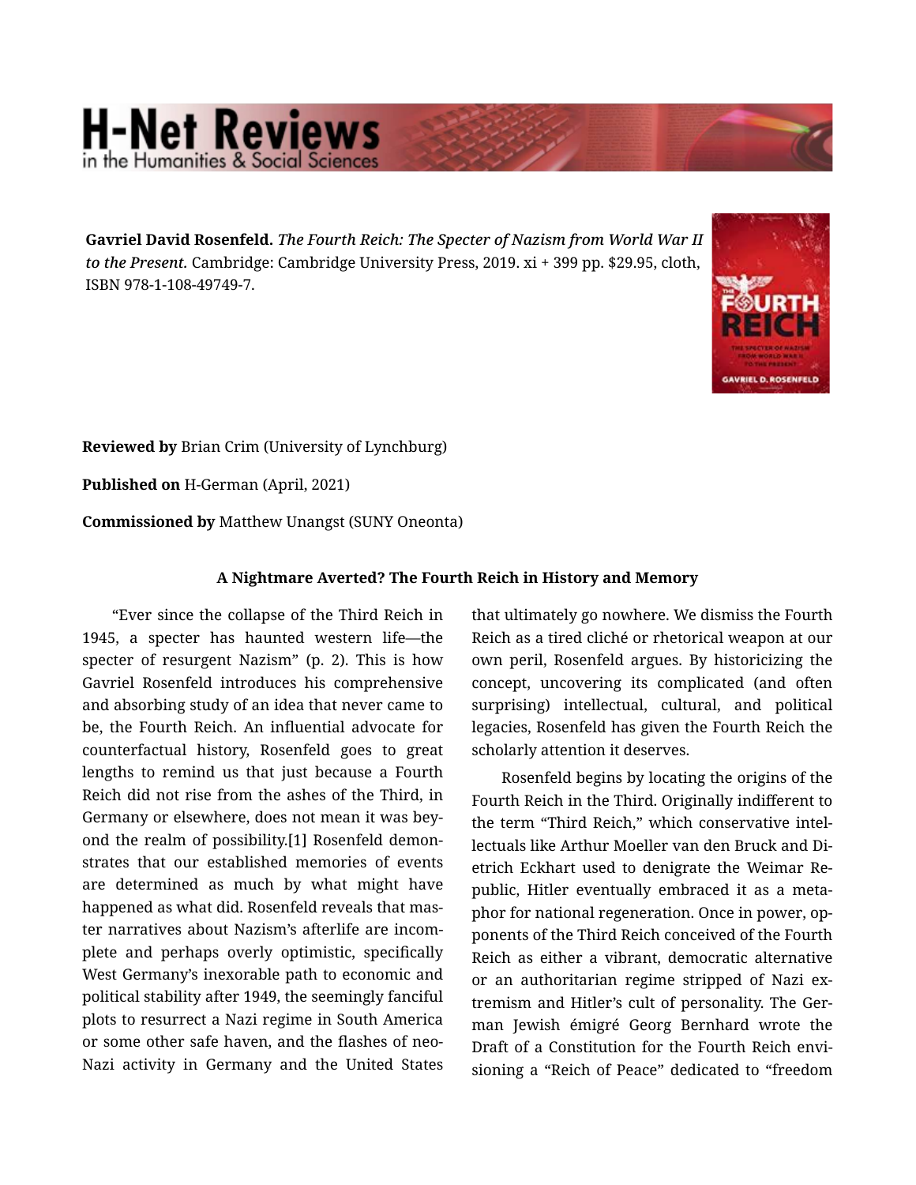**Gavriel David Rosenfeld.** ***The Fourth Reich: The Specter of Nazism from World War II to the Present.*** Cambridge: Cambridge University Press, 2019. xi + 399 pp. $29.95, cloth, ISBN 978-1-108-49749-7.

**Reviewed by** Brian Crim (University of Lynchburg)

**Published on** H-German (April, 2021)

**Commissioned by** Matthew Unangst (SUNY Oneonta)

### A Nightmare Averted? The Fourth Reich in History and Memory

"Ever since the collapse of the Third Reich in 1945, a specter has haunted western life—the specter of resurgent Nazism" (p. 2). This is how Gavriel Rosenfeld introduces his comprehensive and absorbing study of an idea that never came to be, the Fourth Reich. An influential advocate for counterfactual history, Rosenfeld goes to great lengths to remind us that just because a Fourth Reich did not rise from the ashes of the Third, in Germany or elsewhere, does not mean it was beyond the realm of possibility.[1] Rosenfeld demonstrates that our established memories of events are determined as much by what might have happened as what did. Rosenfeld reveals that master narratives about Nazism's afterlife are incomplete and perhaps overly optimistic, specifically West Germany's inexorable path to economic and political stability after 1949, the seemingly fanciful plots to resurrect a Nazi regime in South America or some other safe haven, and the flashes of neo-Nazi activity in Germany and the United States that ultimately go nowhere. We dismiss the Fourth Reich as a tired cliché or rhetorical weapon at our own peril, Rosenfeld argues. By historicizing the concept, uncovering its complicated (and often surprising) intellectual, cultural, and political legacies, Rosenfeld has given the Fourth Reich the scholarly attention it deserves.

Rosenfeld begins by locating the origins of the Fourth Reich in the Third. Originally indifferent to the term "Third Reich," which conservative intellectuals like Arthur Moeller van den Bruck and Dietrich Eckhart used to denigrate the Weimar Republic, Hitler eventually embraced it as a metaphor for national regeneration. Once in power, opponents of the Third Reich conceived of the Fourth Reich as either a vibrant, democratic alternative or an authoritarian regime stripped of Nazi extremism and Hitler's cult of personality. The German Jewish émigré Georg Bernhard wrote the Draft of a Constitution for the Fourth Reich envisioning a "Reich of Peace" dedicated to "freedom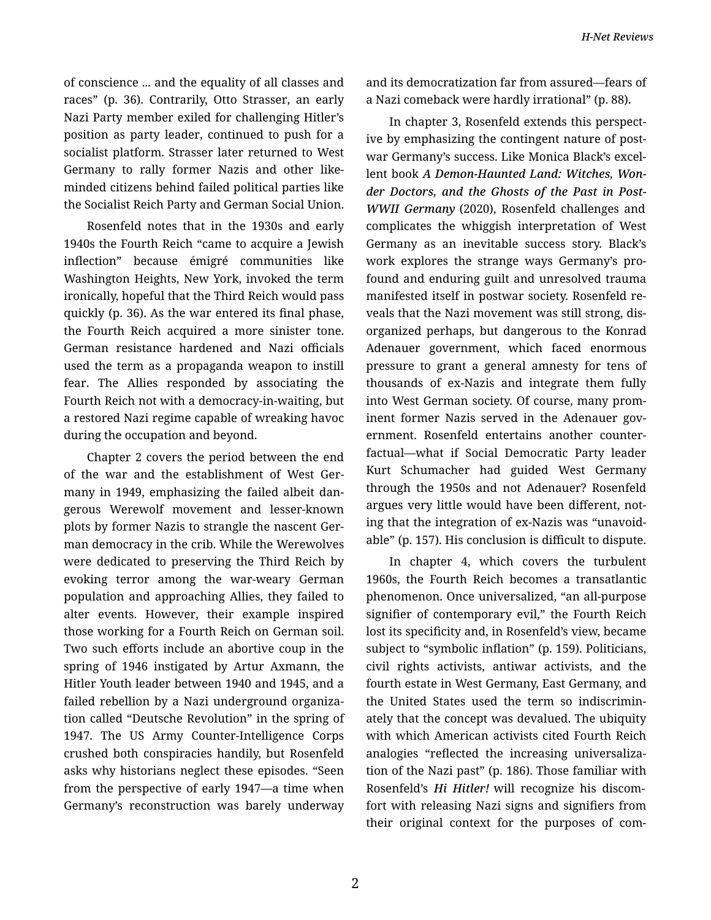of conscience ... and the equality of all classes and races" (p. 36). Contrarily, Otto Strasser, an early Nazi Party member exiled for challenging Hitler's position as party leader, continued to push for a socialist platform. Strasser later returned to West Germany to rally former Nazis and other like-minded citizens behind failed political parties like the Socialist Reich Party and German Social Union.

Rosenfeld notes that in the 1930s and early 1940s the Fourth Reich "came to acquire a Jewish inflection" because émigré communities like Washington Heights, New York, invoked the term ironically, hopeful that the Third Reich would pass quickly (p. 36). As the war entered its final phase, the Fourth Reich acquired a more sinister tone. German resistance hardened and Nazi officials used the term as a propaganda weapon to instill fear. The Allies responded by associating the Fourth Reich not with a democracy-in-waiting, but a restored Nazi regime capable of wreaking havoc during the occupation and beyond.

Chapter 2 covers the period between the end of the war and the establishment of West Germany in 1949, emphasizing the failed albeit dangerous Werewolf movement and lesser-known plots by former Nazis to strangle the nascent German democracy in the crib. While the Werewolves were dedicated to preserving the Third Reich by evoking terror among the war-weary German population and approaching Allies, they failed to alter events. However, their example inspired those working for a Fourth Reich on German soil. Two such efforts include an abortive coup in the spring of 1946 instigated by Artur Axmann, the Hitler Youth leader between 1940 and 1945, and a failed rebellion by a Nazi underground organization called "Deutsche Revolution" in the spring of 1947. The US Army Counter-Intelligence Corps crushed both conspiracies handily, but Rosenfeld asks why historians neglect these episodes. "Seen from the perspective of early 1947—a time when Germany's reconstruction was barely underway and its democratization far from assured—fears of a Nazi comeback were hardly irrational" (p. 88).

In chapter 3, Rosenfeld extends this perspective by emphasizing the contingent nature of postwar Germany's success. Like Monica Black's excellent book ***A Demon-Haunted Land: Witches, Wonder Doctors, and the Ghosts of the Past in Post-WWII Germany*** (2020), Rosenfeld challenges and complicates the whiggish interpretation of West Germany as an inevitable success story. Black's work explores the strange ways Germany's profound and enduring guilt and unresolved trauma manifested itself in postwar society. Rosenfeld reveals that the Nazi movement was still strong, disorganized perhaps, but dangerous to the Konrad Adenauer government, which faced enormous pressure to grant a general amnesty for tens of thousands of ex-Nazis and integrate them fully into West German society. Of course, many prominent former Nazis served in the Adenauer government. Rosenfeld entertains another counterfactual—what if Social Democratic Party leader Kurt Schumacher had guided West Germany through the 1950s and not Adenauer? Rosenfeld argues very little would have been different, noting that the integration of ex-Nazis was "unavoidable" (p. 157). His conclusion is difficult to dispute.

In chapter 4, which covers the turbulent 1960s, the Fourth Reich becomes a transatlantic phenomenon. Once universalized, "an all-purpose signifier of contemporary evil," the Fourth Reich lost its specificity and, in Rosenfeld's view, became subject to "symbolic inflation" (p. 159). Politicians, civil rights activists, antiwar activists, and the fourth estate in West Germany, East Germany, and the United States used the term so indiscriminately that the concept was devalued. The ubiquity with which American activists cited Fourth Reich analogies "reflected the increasing universalization of the Nazi past" (p. 186). Those familiar with Rosenfeld's ***Hi Hitler!*** will recognize his discomfort with releasing Nazi signs and signifiers from their original context for the purposes of com-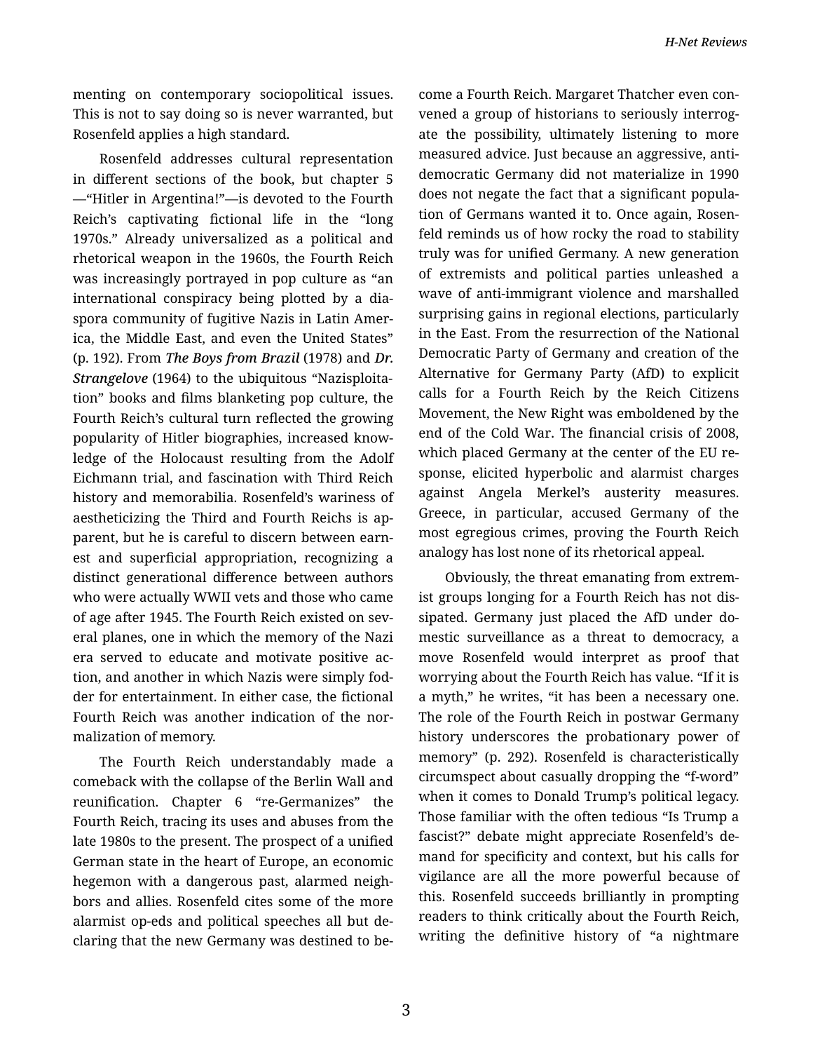menting on contemporary sociopolitical issues. This is not to say doing so is never warranted, but Rosenfeld applies a high standard.

Rosenfeld addresses cultural representation in different sections of the book, but chapter 5—"Hitler in Argentina!"—is devoted to the Fourth Reich's captivating fictional life in the "long 1970s." Already universalized as a political and rhetorical weapon in the 1960s, the Fourth Reich was increasingly portrayed in pop culture as "an international conspiracy being plotted by a diaspora community of fugitive Nazis in Latin America, the Middle East, and even the United States" (p. 192). From ***The Boys from Brazil*** (1978) and ***Dr. Strangelove*** (1964) to the ubiquitous "Nazisploitation" books and films blanketing pop culture, the Fourth Reich's cultural turn reflected the growing popularity of Hitler biographies, increased knowledge of the Holocaust resulting from the Adolf Eichmann trial, and fascination with Third Reich history and memorabilia. Rosenfeld's wariness of aestheticizing the Third and Fourth Reichs is apparent, but he is careful to discern between earnest and superficial appropriation, recognizing a distinct generational difference between authors who were actually WWII vets and those who came of age after 1945. The Fourth Reich existed on several planes, one in which the memory of the Nazi era served to educate and motivate positive action, and another in which Nazis were simply fodder for entertainment. In either case, the fictional Fourth Reich was another indication of the normalization of memory.

The Fourth Reich understandably made a comeback with the collapse of the Berlin Wall and reunification. Chapter 6 "re-Germanizes" the Fourth Reich, tracing its uses and abuses from the late 1980s to the present. The prospect of a unified German state in the heart of Europe, an economic hegemon with a dangerous past, alarmed neighbors and allies. Rosenfeld cites some of the more alarmist op-eds and political speeches all but declaring that the new Germany was destined to become a Fourth Reich. Margaret Thatcher even convened a group of historians to seriously interrogate the possibility, ultimately listening to more measured advice. Just because an aggressive, antidemocratic Germany did not materialize in 1990 does not negate the fact that a significant population of Germans wanted it to. Once again, Rosenfeld reminds us of how rocky the road to stability truly was for unified Germany. A new generation of extremists and political parties unleashed a wave of anti-immigrant violence and marshalled surprising gains in regional elections, particularly in the East. From the resurrection of the National Democratic Party of Germany and creation of the Alternative for Germany Party (AfD) to explicit calls for a Fourth Reich by the Reich Citizens Movement, the New Right was emboldened by the end of the Cold War. The financial crisis of 2008, which placed Germany at the center of the EU response, elicited hyperbolic and alarmist charges against Angela Merkel's austerity measures. Greece, in particular, accused Germany of the most egregious crimes, proving the Fourth Reich analogy has lost none of its rhetorical appeal.

Obviously, the threat emanating from extremist groups longing for a Fourth Reich has not dissipated. Germany just placed the AfD under domestic surveillance as a threat to democracy, a move Rosenfeld would interpret as proof that worrying about the Fourth Reich has value. "If it is a myth," he writes, "it has been a necessary one. The role of the Fourth Reich in postwar Germany history underscores the probationary power of memory" (p. 292). Rosenfeld is characteristically circumspect about casually dropping the "f-word" when it comes to Donald Trump's political legacy. Those familiar with the often tedious "Is Trump a fascist?" debate might appreciate Rosenfeld's demand for specificity and context, but his calls for vigilance are all the more powerful because of this. Rosenfeld succeeds brilliantly in prompting readers to think critically about the Fourth Reich, writing the definitive history of "a nightmare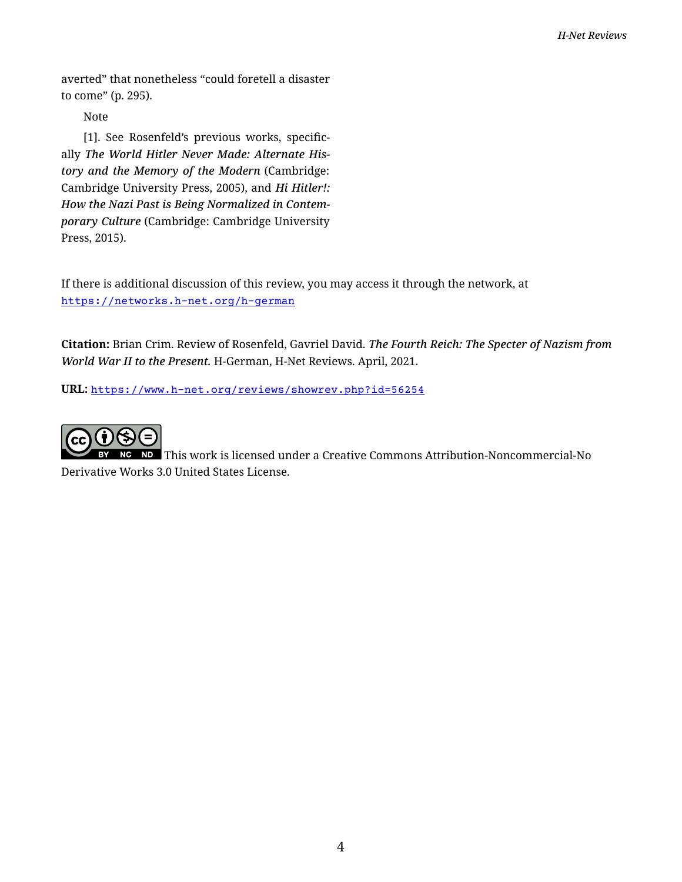averted" that nonetheless "could foretell a disaster to come" (p. 295).

Note

[1]. See Rosenfeld's previous works, specifically ***The World Hitler Never Made: Alternate History and the Memory of the Modern*** (Cambridge: Cambridge University Press, 2005), and ***Hi Hitler!: How the Nazi Past is Being Normalized in Contemporary Culture*** (Cambridge: Cambridge University Press, 2015).

If there is additional discussion of this review, you may access it through the network, at https://networks.h-net.org/h-german

**Citation:** Brian Crim. Review of Rosenfeld, Gavriel David. ***The Fourth Reich: The Specter of Nazism from World War II to the Present.*** H-German, H-Net Reviews. April, 2021.

**URL:** https://www.h-net.org/reviews/showrev.php?id=56254

This work is licensed under a Creative Commons Attribution-Noncommercial-No Derivative Works 3.0 United States License.